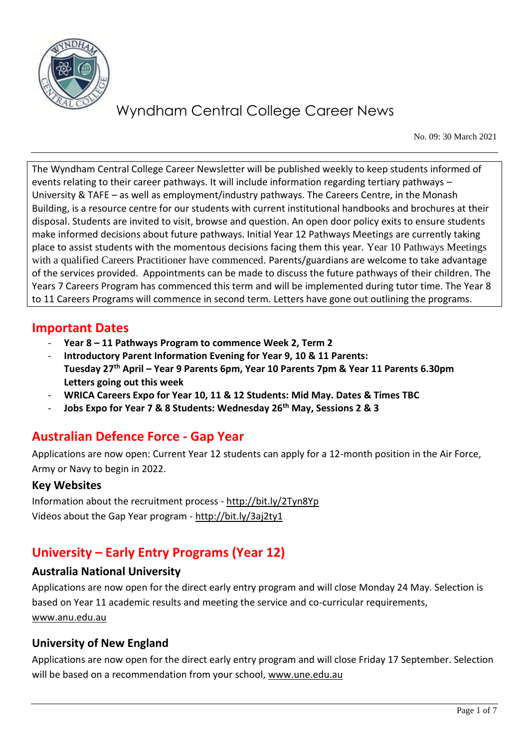# Wyndham Central College Career News

No. 09: 30 March 2021

The Wyndham Central College Career Newsletter will be published weekly to keep students informed of events relating to their career pathways. It will include information regarding tertiary pathways – University & TAFE – as well as employment/industry pathways. The Careers Centre, in the Monash Building, is a resource centre for our students with current institutional handbooks and brochures at their disposal. Students are invited to visit, browse and question. An open door policy exits to ensure students make informed decisions about future pathways. Initial Year 12 Pathways Meetings are currently taking place to assist students with the momentous decisions facing them this year. Year 10 Pathways Meetings with a qualified Careers Practitioner have commenced. Parents/guardians are welcome to take advantage of the services provided. Appointments can be made to discuss the future pathways of their children. The Years 7 Careers Program has commenced this term and will be implemented during tutor time. The Year 8 to 11 Careers Programs will commence in second term. Letters have gone out outlining the programs.

## Important Dates

- **Year 8 – 11 Pathways Program to commence Week 2, Term 2**
- **Introductory Parent Information Evening for Year 9, 10 & 11 Parents:**
  **Tuesday 27th April – Year 9 Parents 6pm, Year 10 Parents 7pm & Year 11 Parents 6.30pm**
  **Letters going out this week**
- **WRICA Careers Expo for Year 10, 11 & 12 Students: Mid May. Dates & Times TBC**
- **Jobs Expo for Year 7 & 8 Students: Wednesday 26th May, Sessions 2 & 3**

## Australian Defence Force - Gap Year

Applications are now open: Current Year 12 students can apply for a 12-month position in the Air Force, Army or Navy to begin in 2022.

### Key Websites

Information about the recruitment process - http://bit.ly/2Tyn8Yp
Videos about the Gap Year program - http://bit.ly/3aj2ty1

## University – Early Entry Programs (Year 12)

### Australia National University

Applications are now open for the direct early entry program and will close Monday 24 May. Selection is based on Year 11 academic results and meeting the service and co-curricular requirements, www.anu.edu.au

### University of New England

Applications are now open for the direct early entry program and will close Friday 17 September. Selection will be based on a recommendation from your school, www.une.edu.au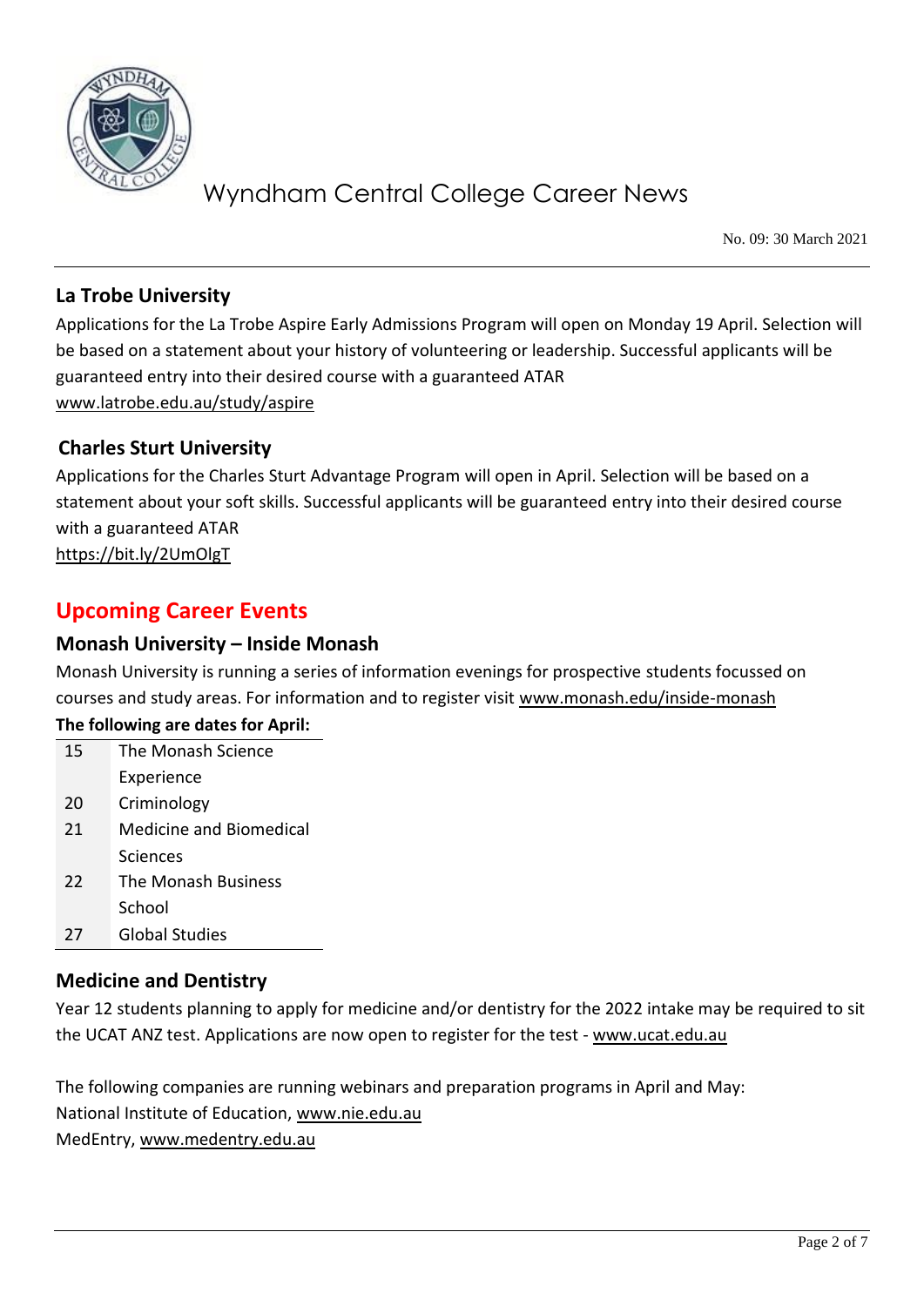## La Trobe University

Applications for the La Trobe Aspire Early Admissions Program will open on Monday 19 April. Selection will be based on a statement about your history of volunteering or leadership. Successful applicants will be guaranteed entry into their desired course with a guaranteed ATAR
www.latrobe.edu.au/study/aspire

## Charles Sturt University

Applications for the Charles Sturt Advantage Program will open in April. Selection will be based on a statement about your soft skills. Successful applicants will be guaranteed entry into their desired course with a guaranteed ATAR
https://bit.ly/2UmOlgT

# Upcoming Career Events

## Monash University – Inside Monash

Monash University is running a series of information evenings for prospective students focussed on courses and study areas. For information and to register visit www.monash.edu/inside-monash

**The following are dates for April:**

| | |
|---|---|
| 15 | The Monash Science Experience |
| 20 | Criminology |
| 21 | Medicine and Biomedical Sciences |
| 22 | The Monash Business School |
| 27 | Global Studies |

## Medicine and Dentistry

Year 12 students planning to apply for medicine and/or dentistry for the 2022 intake may be required to sit the UCAT ANZ test. Applications are now open to register for the test - www.ucat.edu.au

The following companies are running webinars and preparation programs in April and May:
National Institute of Education, www.nie.edu.au
MedEntry, www.medentry.edu.au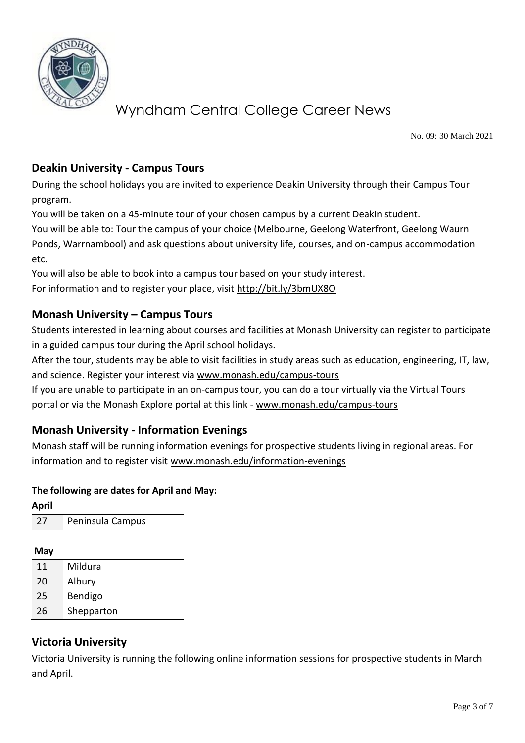## Deakin University - Campus Tours

During the school holidays you are invited to experience Deakin University through their Campus Tour program.

You will be taken on a 45-minute tour of your chosen campus by a current Deakin student.

You will be able to: Tour the campus of your choice (Melbourne, Geelong Waterfront, Geelong Waurn Ponds, Warrnambool) and ask questions about university life, courses, and on-campus accommodation etc.

You will also be able to book into a campus tour based on your study interest.

For information and to register your place, visit http://bit.ly/3bmUX8O

## Monash University – Campus Tours

Students interested in learning about courses and facilities at Monash University can register to participate in a guided campus tour during the April school holidays.

After the tour, students may be able to visit facilities in study areas such as education, engineering, IT, law, and science. Register your interest via www.monash.edu/campus-tours

If you are unable to participate in an on-campus tour, you can do a tour virtually via the Virtual Tours portal or via the Monash Explore portal at this link - www.monash.edu/campus-tours

## Monash University - Information Evenings

Monash staff will be running information evenings for prospective students living in regional areas. For information and to register visit www.monash.edu/information-evenings

**The following are dates for April and May:**

**April**

| 27 | Peninsula Campus |
|---|---|

**May**

| 11 | Mildura |
|---|---|
| 20 | Albury |
| 25 | Bendigo |
| 26 | Shepparton |

## Victoria University

Victoria University is running the following online information sessions for prospective students in March and April.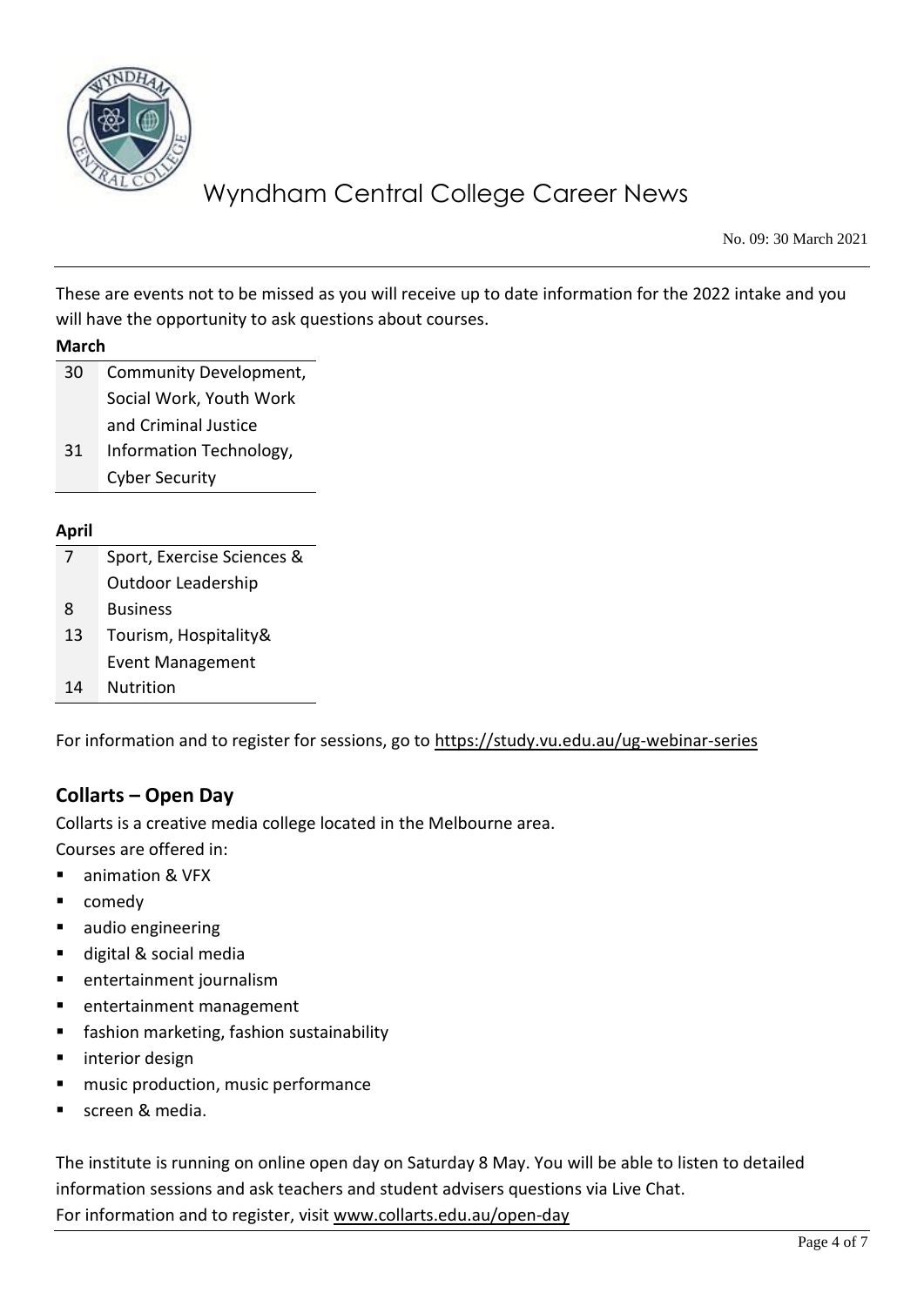These are events not to be missed as you will receive up to date information for the 2022 intake and you will have the opportunity to ask questions about courses.

**March**

| | |
|---|---|
| 30 | Community Development, Social Work, Youth Work and Criminal Justice |
| 31 | Information Technology, Cyber Security |

**April**

| | |
|---|---|
| 7 | Sport, Exercise Sciences & Outdoor Leadership |
| 8 | Business |
| 13 | Tourism, Hospitality& Event Management |
| 14 | Nutrition |

For information and to register for sessions, go to https://study.vu.edu.au/ug-webinar-series

## Collarts – Open Day

Collarts is a creative media college located in the Melbourne area.
Courses are offered in:

- animation & VFX
- comedy
- audio engineering
- digital & social media
- entertainment journalism
- entertainment management
- fashion marketing, fashion sustainability
- interior design
- music production, music performance
- screen & media.

The institute is running on online open day on Saturday 8 May. You will be able to listen to detailed information sessions and ask teachers and student advisers questions via Live Chat.
For information and to register, visit www.collarts.edu.au/open-day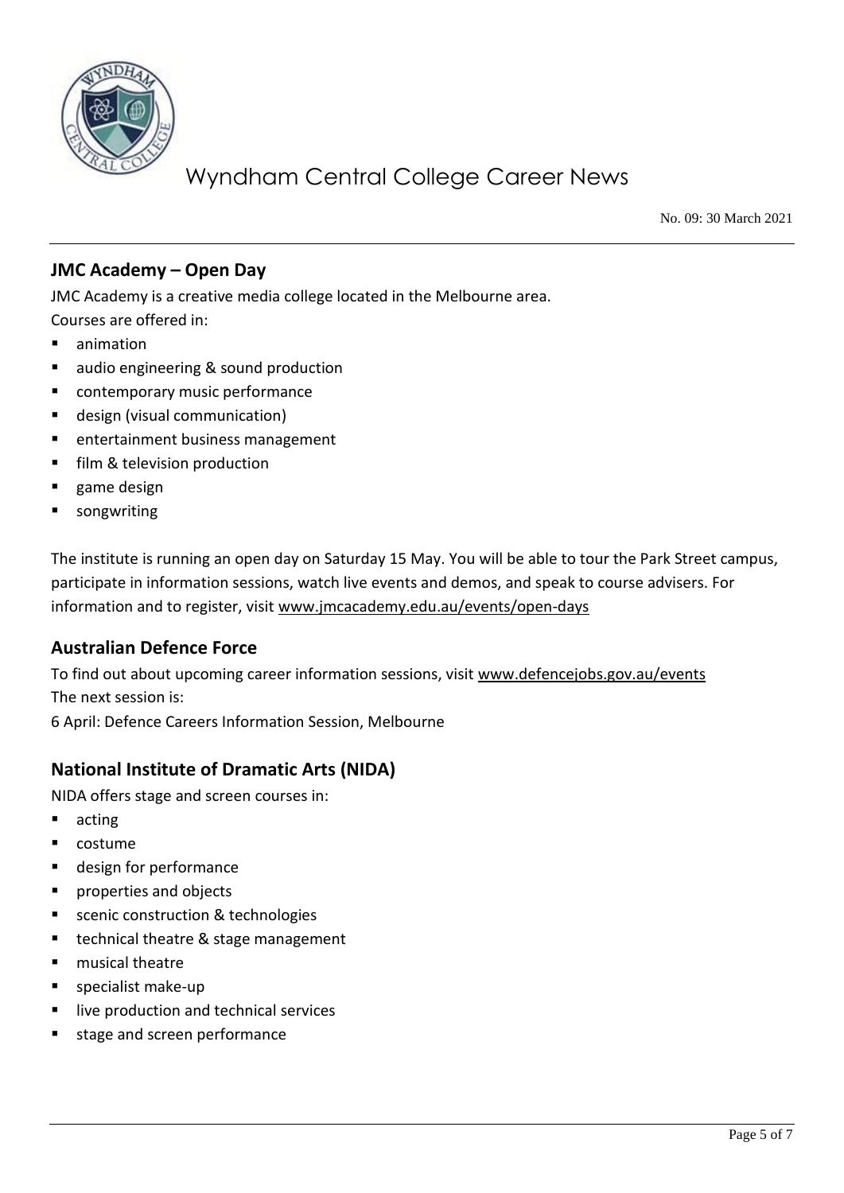## JMC Academy – Open Day

JMC Academy is a creative media college located in the Melbourne area.
Courses are offered in:

- animation
- audio engineering & sound production
- contemporary music performance
- design (visual communication)
- entertainment business management
- film & television production
- game design
- songwriting

The institute is running an open day on Saturday 15 May. You will be able to tour the Park Street campus, participate in information sessions, watch live events and demos, and speak to course advisers. For information and to register, visit www.jmcacademy.edu.au/events/open-days

## Australian Defence Force

To find out about upcoming career information sessions, visit www.defencejobs.gov.au/events
The next session is:
6 April: Defence Careers Information Session, Melbourne

## National Institute of Dramatic Arts (NIDA)

NIDA offers stage and screen courses in:

- acting
- costume
- design for performance
- properties and objects
- scenic construction & technologies
- technical theatre & stage management
- musical theatre
- specialist make-up
- live production and technical services
- stage and screen performance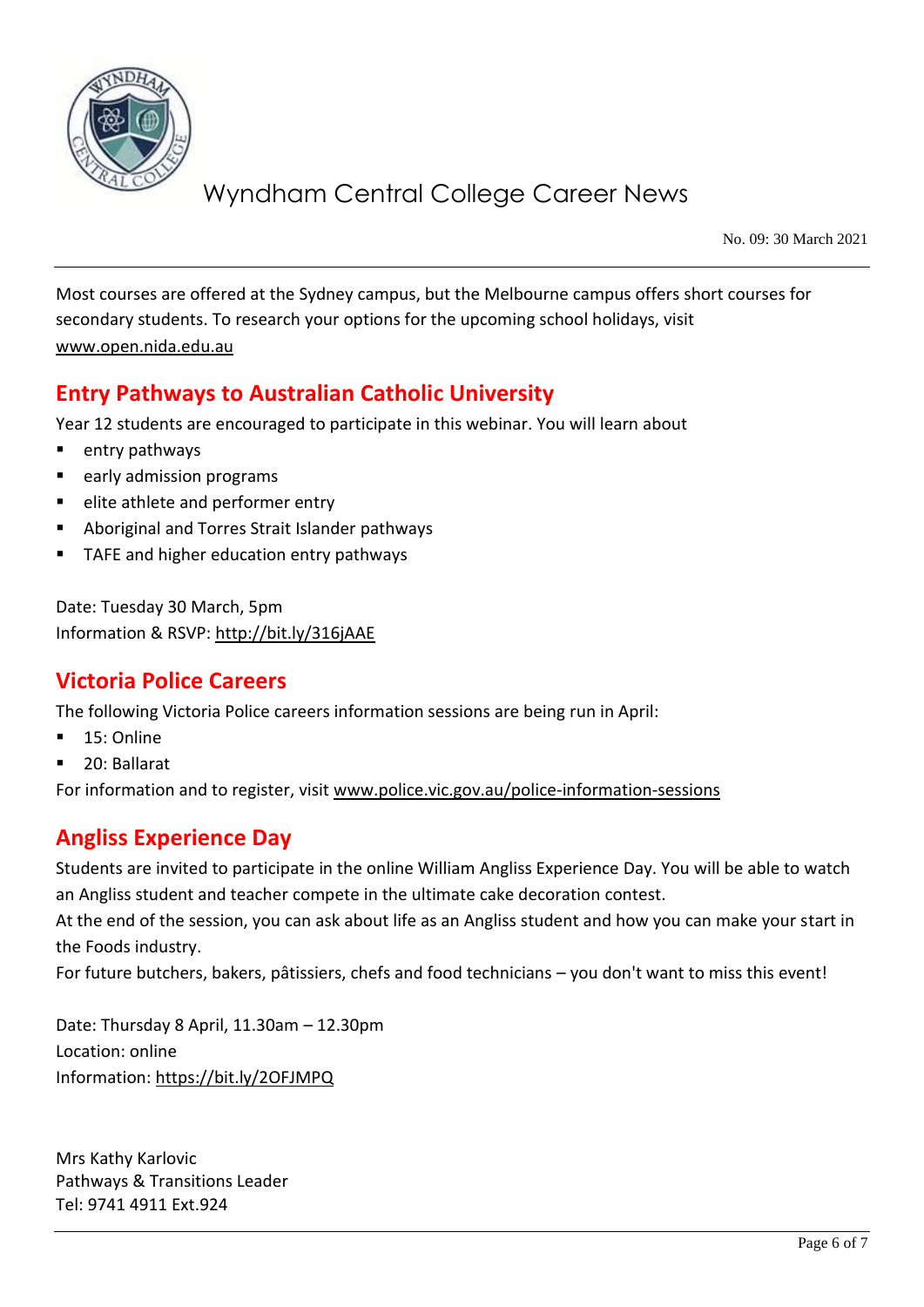Most courses are offered at the Sydney campus, but the Melbourne campus offers short courses for secondary students. To research your options for the upcoming school holidays, visit www.open.nida.edu.au

## Entry Pathways to Australian Catholic University

Year 12 students are encouraged to participate in this webinar. You will learn about

- entry pathways
- early admission programs
- elite athlete and performer entry
- Aboriginal and Torres Strait Islander pathways
- TAFE and higher education entry pathways

Date: Tuesday 30 March, 5pm
Information & RSVP: http://bit.ly/316jAAE

## Victoria Police Careers

The following Victoria Police careers information sessions are being run in April:

- 15: Online
- 20: Ballarat

For information and to register, visit www.police.vic.gov.au/police-information-sessions

## Angliss Experience Day

Students are invited to participate in the online William Angliss Experience Day. You will be able to watch an Angliss student and teacher compete in the ultimate cake decoration contest.
At the end of the session, you can ask about life as an Angliss student and how you can make your start in the Foods industry.
For future butchers, bakers, pâtissiers, chefs and food technicians – you don't want to miss this event!

Date: Thursday 8 April, 11.30am – 12.30pm
Location: online
Information: https://bit.ly/2OFJMPQ

Mrs Kathy Karlovic
Pathways & Transitions Leader
Tel: 9741 4911 Ext.924